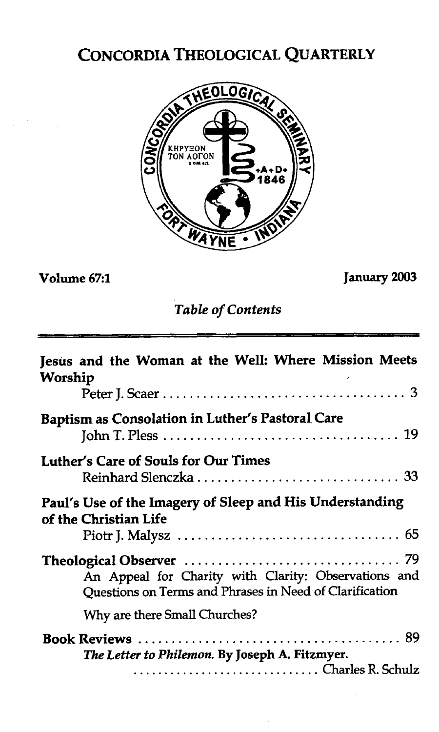# CONCORDIA THEOLOGICAL QUARTERLY

**Volume 67:1** **January 2003**

*Table of Contents*

**Jesus and the Woman at the Well: Where Mission Meets Worship**
Peter J. Scaer .................................... 3

**Baptism as Consolation in Luther's Pastoral Care**
John T. Pless .................................... 19

**Luther's Care of Souls for Our Times**
Reinhard Slenczka .................................... 33

**Paul's Use of the Imagery of Sleep and His Understanding of the Christian Life**
Piotr J. Malysz .................................... 65

**Theological Observer** .................................... 79
An Appeal for Charity with Clarity: Observations and Questions on Terms and Phrases in Need of Clarification

Why are there Small Churches?

**Book Reviews** .................................... 89
*The Letter to Philemon.* By Joseph A. Fitzmyer.
.................................... Charles R. Schulz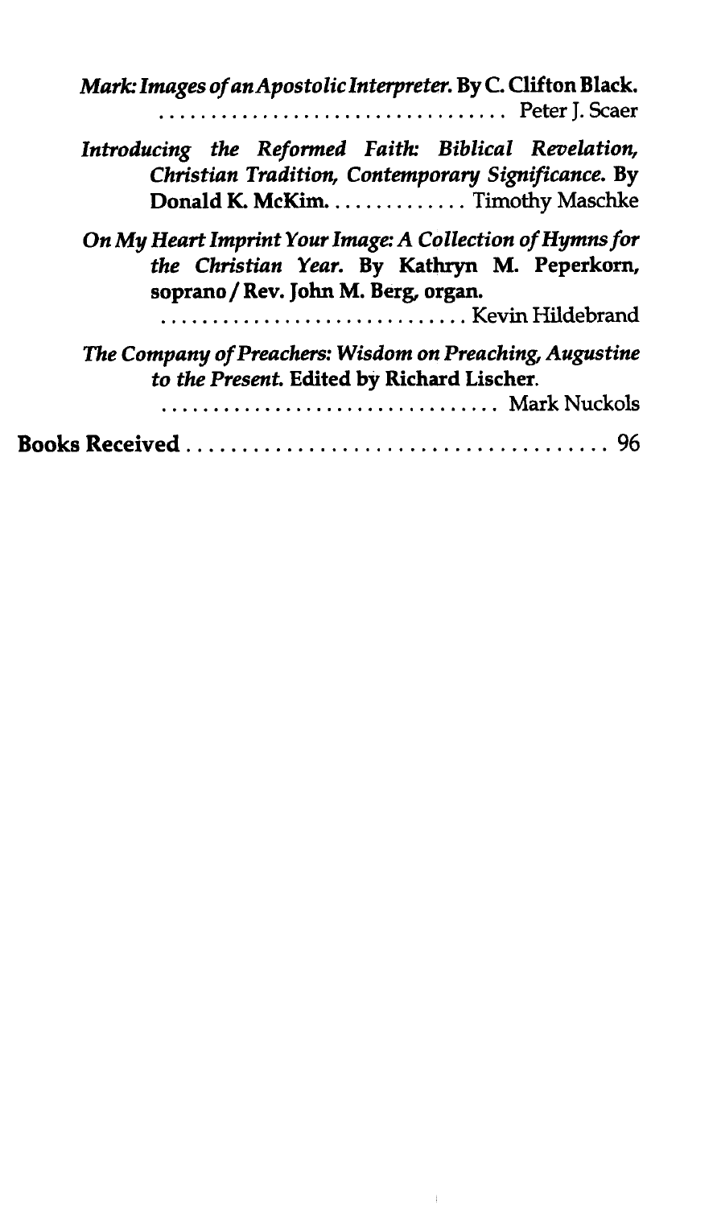*Mark: Images of an Apostolic Interpreter.* By **C. Clifton Black.** . . . . . . . . . . . . . . . . . . . . . . . . . . . . . . . . Peter J. Scaer

*Introducing the Reformed Faith: Biblical Revelation, Christian Tradition, Contemporary Significance.* By **Donald K. McKim.** . . . . . . . . . . . . . Timothy Maschke

*On My Heart Imprint Your Image: A Collection of Hymns for the Christian Year.* By **Kathryn M. Peperkorn, soprano / Rev. John M. Berg, organ.** . . . . . . . . . . . . . . . . . . . . . . . . . . . . Kevin Hildebrand

*The Company of Preachers: Wisdom on Preaching, Augustine to the Present.* **Edited by Richard Lischer.** . . . . . . . . . . . . . . . . . . . . . . . . . . . . . . . Mark Nuckols

**Books Received** . . . . . . . . . . . . . . . . . . . . . . . . . . . . . . . . . . . . . 96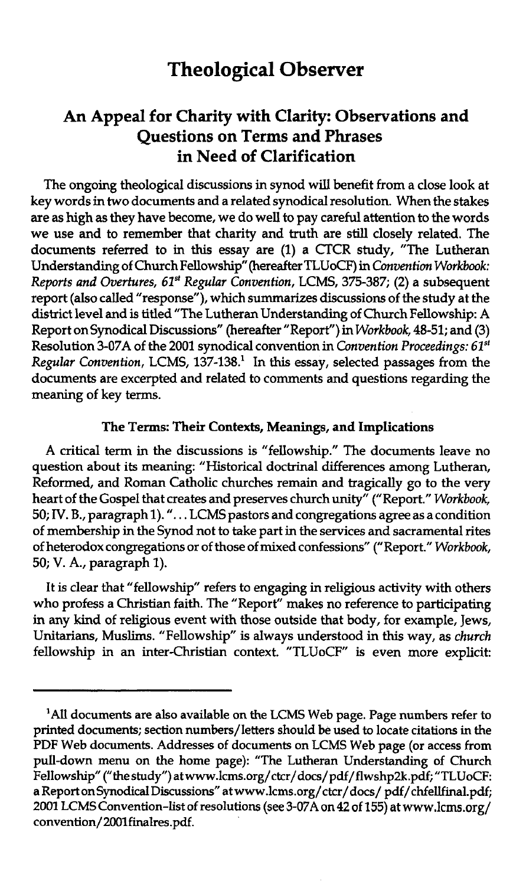# Theological Observer

## An Appeal for Charity with Clarity: Observations and Questions on Terms and Phrases in Need of Clarification

The ongoing theological discussions in synod will benefit from a close look at key words in two documents and a related synodical resolution. When the stakes are as high as they have become, we do well to pay careful attention to the words we use and to remember that charity and truth are still closely related. The documents referred to in this essay are (1) a CTCR study, "The Lutheran Understanding of Church Fellowship" (hereafter TLUoCF) in *Convention Workbook: Reports and Overtures, 61st Regular Convention*, LCMS, 375-387; (2) a subsequent report (also called "response"), which summarizes discussions of the study at the district level and is titled "The Lutheran Understanding of Church Fellowship: A Report on Synodical Discussions" (hereafter "Report") in *Workbook*, 48-51; and (3) Resolution 3-07A of the 2001 synodical convention in *Convention Proceedings: 61st Regular Convention*, LCMS, 137-138.[1] In this essay, selected passages from the documents are excerpted and related to comments and questions regarding the meaning of key terms.

### The Terms: Their Contexts, Meanings, and Implications

A critical term in the discussions is "fellowship." The documents leave no question about its meaning: "Historical doctrinal differences among Lutheran, Reformed, and Roman Catholic churches remain and tragically go to the very heart of the Gospel that creates and preserves church unity" ("Report." *Workbook*, 50; IV. B., paragraph 1). "... LCMS pastors and congregations agree as a condition of membership in the Synod not to take part in the services and sacramental rites of heterodox congregations or of those of mixed confessions" ("Report." *Workbook*, 50; V. A., paragraph 1).

It is clear that "fellowship" refers to engaging in religious activity with others who profess a Christian faith. The "Report" makes no reference to participating in any kind of religious event with those outside that body, for example, Jews, Unitarians, Muslims. "Fellowship" is always understood in this way, as *church* fellowship in an inter-Christian context. "TLUoCF" is even more explicit:

[1] All documents are also available on the LCMS Web page. Page numbers refer to printed documents; section numbers/letters should be used to locate citations in the PDF Web documents. Addresses of documents on LCMS Web page (or access from pull-down menu on the home page): "The Lutheran Understanding of Church Fellowship" ("the study") at www.lcms.org/ctcr/docs/pdf/flwshp2k.pdf; "TLUoCF: a Report on Synodical Discussions" at www.lcms.org/ctcr/docs/ pdf/chfellfinal.pdf; 2001 LCMS Convention-list of resolutions (see 3-07A on 42 of 155) at www.lcms.org/ convention/2001finalres.pdf.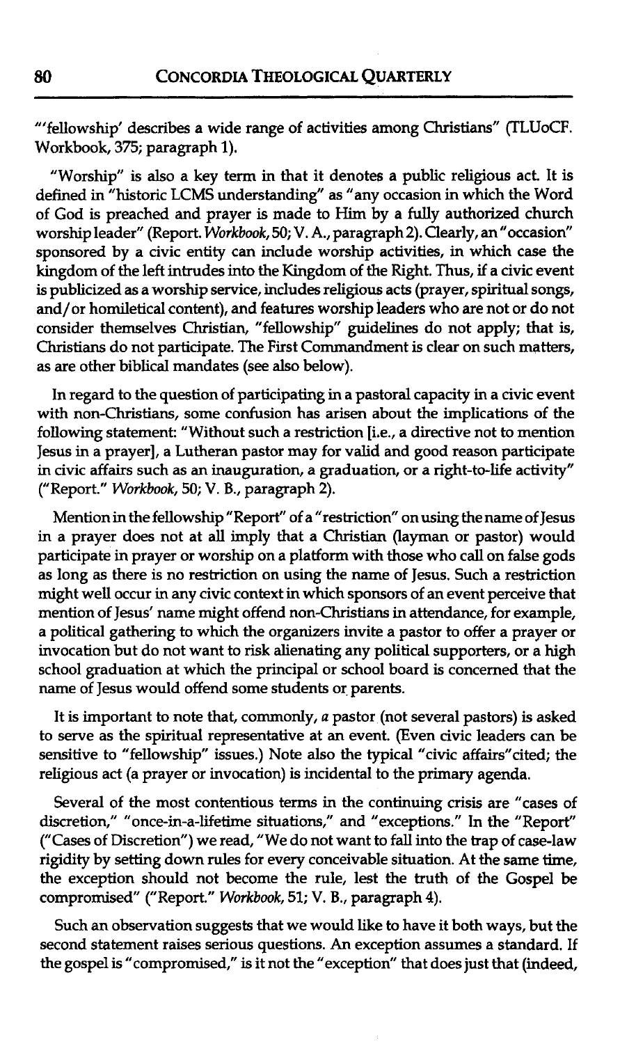"'fellowship' describes a wide range of activities among Christians" (TLUoCF. Workbook, 375; paragraph 1).

"Worship" is also a key term in that it denotes a public religious act. It is defined in "historic LCMS understanding" as "any occasion in which the Word of God is preached and prayer is made to Him by a fully authorized church worship leader" (Report. *Workbook*, 50; V. A., paragraph 2). Clearly, an "occasion" sponsored by a civic entity can include worship activities, in which case the kingdom of the left intrudes into the Kingdom of the Right. Thus, if a civic event is publicized as a worship service, includes religious acts (prayer, spiritual songs, and/or homiletical content), and features worship leaders who are not or do not consider themselves Christian, "fellowship" guidelines do not apply; that is, Christians do not participate. The First Commandment is clear on such matters, as are other biblical mandates (see also below).

In regard to the question of participating in a pastoral capacity in a civic event with non-Christians, some confusion has arisen about the implications of the following statement: "Without such a restriction [i.e., a directive not to mention Jesus in a prayer], a Lutheran pastor may for valid and good reason participate in civic affairs such as an inauguration, a graduation, or a right-to-life activity" ("Report." *Workbook*, 50; V. B., paragraph 2).

Mention in the fellowship "Report" of a "restriction" on using the name of Jesus in a prayer does not at all imply that a Christian (layman or pastor) would participate in prayer or worship on a platform with those who call on false gods as long as there is no restriction on using the name of Jesus. Such a restriction might well occur in any civic context in which sponsors of an event perceive that mention of Jesus' name might offend non-Christians in attendance, for example, a political gathering to which the organizers invite a pastor to offer a prayer or invocation but do not want to risk alienating any political supporters, or a high school graduation at which the principal or school board is concerned that the name of Jesus would offend some students or parents.

It is important to note that, commonly, *a* pastor (not several pastors) is asked to serve as the spiritual representative at an event. (Even civic leaders can be sensitive to "fellowship" issues.) Note also the typical "civic affairs" cited; the religious act (a prayer or invocation) is incidental to the primary agenda.

Several of the most contentious terms in the continuing crisis are "cases of discretion," "once-in-a-lifetime situations," and "exceptions." In the "Report" ("Cases of Discretion") we read, "We do not want to fall into the trap of case-law rigidity by setting down rules for every conceivable situation. At the same time, the exception should not become the rule, lest the truth of the Gospel be compromised" ("Report." *Workbook*, 51; V. B., paragraph 4).

Such an observation suggests that we would like to have it both ways, but the second statement raises serious questions. An exception assumes a standard. If the gospel is "compromised," is it not the "exception" that does just that (indeed,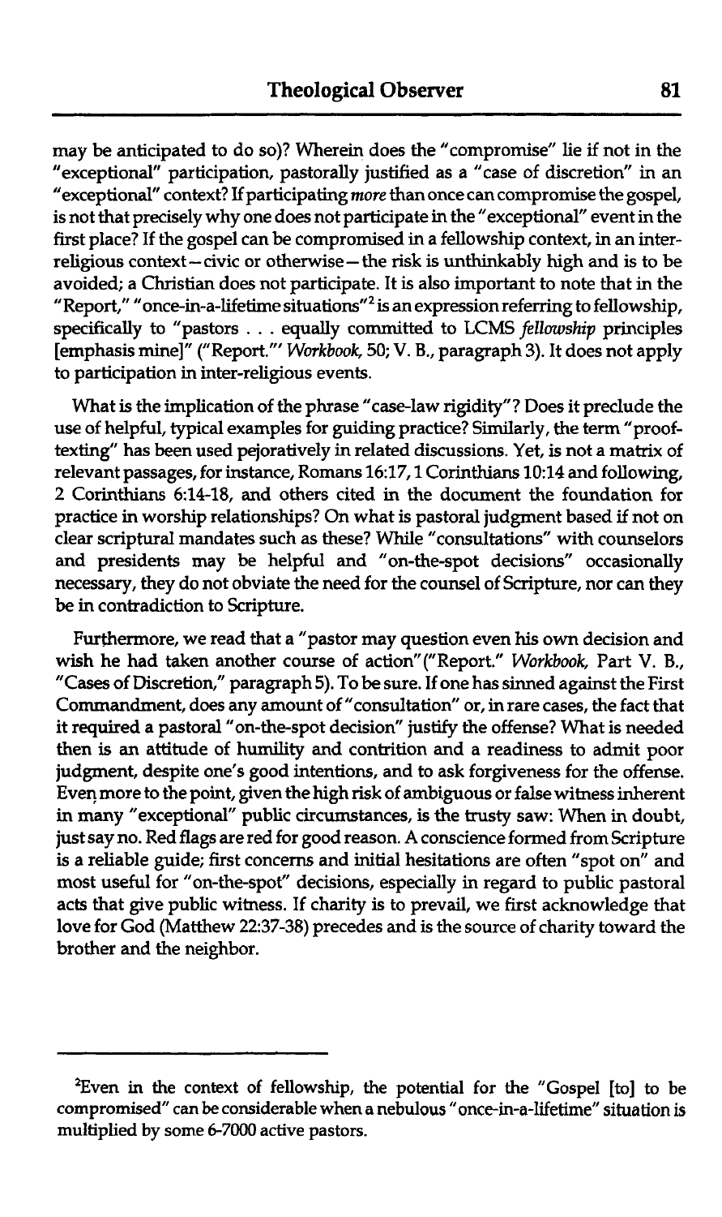may be anticipated to do so)? Wherein does the "compromise" lie if not in the "exceptional" participation, pastorally justified as a "case of discretion" in an "exceptional" context? If participating *more* than once can compromise the gospel, is not that precisely why one does not participate in the "exceptional" event in the first place? If the gospel can be compromised in a fellowship context, in an inter-religious context—civic or otherwise—the risk is unthinkably high and is to be avoided; a Christian does not participate. It is also important to note that in the "Report," "once-in-a-lifetime situations"[2] is an expression referring to fellowship, specifically to "pastors . . . equally committed to LCMS *fellowship* principles [emphasis mine]" ("Report."' *Workbook,* 50; V. B., paragraph 3). It does not apply to participation in inter-religious events.

What is the implication of the phrase "case-law rigidity"? Does it preclude the use of helpful, typical examples for guiding practice? Similarly, the term "proof-texting" has been used pejoratively in related discussions. Yet, is not a matrix of relevant passages, for instance, Romans 16:17, 1 Corinthians 10:14 and following, 2 Corinthians 6:14-18, and others cited in the document the foundation for practice in worship relationships? On what is pastoral judgment based if not on clear scriptural mandates such as these? While "consultations" with counselors and presidents may be helpful and "on-the-spot decisions" occasionally necessary, they do not obviate the need for the counsel of Scripture, nor can they be in contradiction to Scripture.

Furthermore, we read that a "pastor may question even his own decision and wish he had taken another course of action"("Report." *Workbook,* Part V. B., "Cases of Discretion," paragraph 5). To be sure. If one has sinned against the First Commandment, does any amount of "consultation" or, in rare cases, the fact that it required a pastoral "on-the-spot decision" justify the offense? What is needed then is an attitude of humility and contrition and a readiness to admit poor judgment, despite one's good intentions, and to ask forgiveness for the offense. Even more to the point, given the high risk of ambiguous or false witness inherent in many "exceptional" public circumstances, is the trusty saw: When in doubt, just say no. Red flags are red for good reason. A conscience formed from Scripture is a reliable guide; first concerns and initial hesitations are often "spot on" and most useful for "on-the-spot" decisions, especially in regard to public pastoral acts that give public witness. If charity is to prevail, we first acknowledge that love for God (Matthew 22:37-38) precedes and is the source of charity toward the brother and the neighbor.

---

[2]Even in the context of fellowship, the potential for the "Gospel [to] to be compromised" can be considerable when a nebulous "once-in-a-lifetime" situation is multiplied by some 6-7000 active pastors.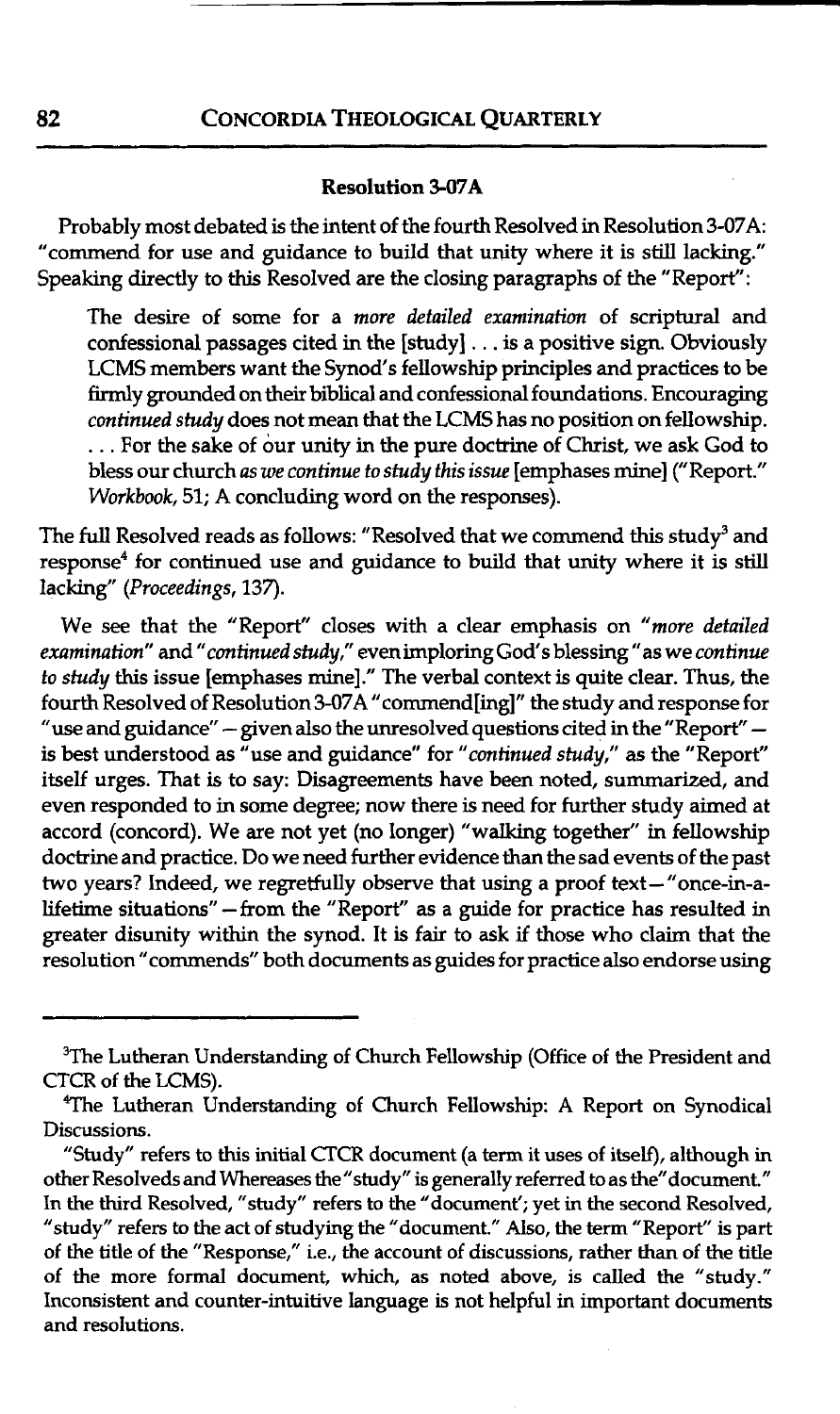### Resolution 3-07A

Probably most debated is the intent of the fourth Resolved in Resolution 3-07A: "commend for use and guidance to build that unity where it is still lacking." Speaking directly to this Resolved are the closing paragraphs of the "Report":

> The desire of some for a *more detailed examination* of scriptural and confessional passages cited in the [study] . . . is a positive sign. Obviously LCMS members want the Synod's fellowship principles and practices to be firmly grounded on their biblical and confessional foundations. Encouraging *continued study* does not mean that the LCMS has no position on fellowship. . . . For the sake of our unity in the pure doctrine of Christ, we ask God to bless our church *as we continue to study this issue* [emphases mine] ("Report." *Workbook*, 51; A concluding word on the responses).

The full Resolved reads as follows: "Resolved that we commend this study[3] and response[4] for continued use and guidance to build that unity where it is still lacking" (*Proceedings*, 137).

We see that the "Report" closes with a clear emphasis on "*more detailed examination*" and "*continued study*," even imploring God's blessing "as we *continue to study* this issue [emphases mine]." The verbal context is quite clear. Thus, the fourth Resolved of Resolution 3-07A "commend[ing]" the study and response for "use and guidance" – given also the unresolved questions cited in the "Report" – is best understood as "use and guidance" for "*continued study*," as the "Report" itself urges. That is to say: Disagreements have been noted, summarized, and even responded to in some degree; now there is need for further study aimed at accord (concord). We are not yet (no longer) "walking together" in fellowship doctrine and practice. Do we need further evidence than the sad events of the past two years? Indeed, we regretfully observe that using a proof text – "once-in-a-lifetime situations" – from the "Report" as a guide for practice has resulted in greater disunity within the synod. It is fair to ask if those who claim that the resolution "commends" both documents as guides for practice also endorse using

---

[3] The Lutheran Understanding of Church Fellowship (Office of the President and CTCR of the LCMS).

[4] The Lutheran Understanding of Church Fellowship: A Report on Synodical Discussions.

"Study" refers to this initial CTCR document (a term it uses of itself), although in other Resolveds and Whereases the "study" is generally referred to as the "document." In the third Resolved, "study" refers to the "document"; yet in the second Resolved, "study" refers to the act of studying the "document." Also, the term "Report" is part of the title of the "Response," i.e., the account of discussions, rather than of the title of the more formal document, which, as noted above, is called the "study." Inconsistent and counter-intuitive language is not helpful in important documents and resolutions.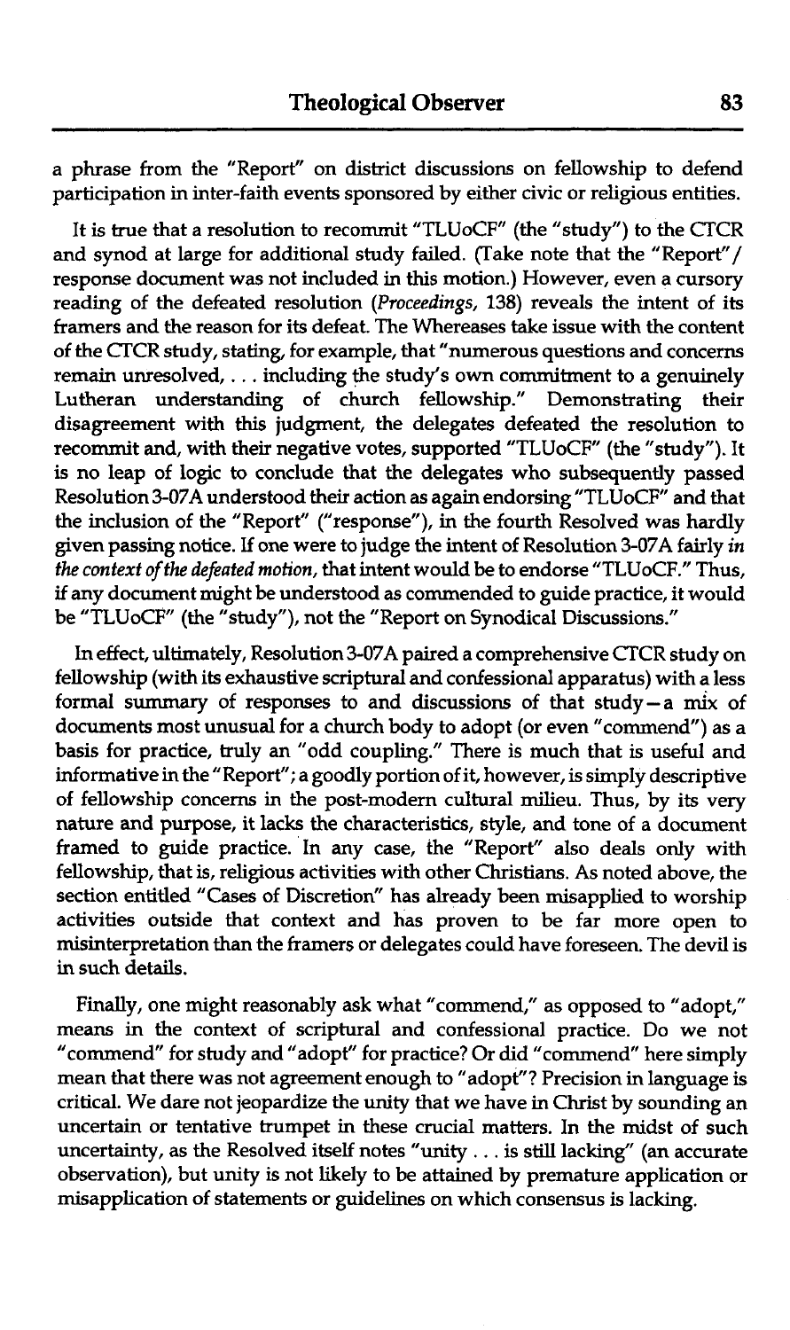a phrase from the "Report" on district discussions on fellowship to defend participation in inter-faith events sponsored by either civic or religious entities.

It is true that a resolution to recommit "TLUoCF" (the "study") to the CTCR and synod at large for additional study failed. (Take note that the "Report"/ response document was not included in this motion.) However, even a cursory reading of the defeated resolution (*Proceedings*, 138) reveals the intent of its framers and the reason for its defeat. The Whereases take issue with the content of the CTCR study, stating, for example, that "numerous questions and concerns remain unresolved, . . . including the study's own commitment to a genuinely Lutheran understanding of church fellowship." Demonstrating their disagreement with this judgment, the delegates defeated the resolution to recommit and, with their negative votes, supported "TLUoCF" (the "study"). It is no leap of logic to conclude that the delegates who subsequently passed Resolution 3-07A understood their action as again endorsing "TLUoCF" and that the inclusion of the "Report" ("response"), in the fourth Resolved was hardly given passing notice. If one were to judge the intent of Resolution 3-07A fairly *in the context of the defeated motion*, that intent would be to endorse "TLUoCF." Thus, if any document might be understood as commended to guide practice, it would be "TLUoCF" (the "study"), not the "Report on Synodical Discussions."

In effect, ultimately, Resolution 3-07A paired a comprehensive CTCR study on fellowship (with its exhaustive scriptural and confessional apparatus) with a less formal summary of responses to and discussions of that study—a mix of documents most unusual for a church body to adopt (or even "commend") as a basis for practice, truly an "odd coupling." There is much that is useful and informative in the "Report"; a goodly portion of it, however, is simply descriptive of fellowship concerns in the post-modern cultural milieu. Thus, by its very nature and purpose, it lacks the characteristics, style, and tone of a document framed to guide practice. In any case, the "Report" also deals only with fellowship, that is, religious activities with other Christians. As noted above, the section entitled "Cases of Discretion" has already been misapplied to worship activities outside that context and has proven to be far more open to misinterpretation than the framers or delegates could have foreseen. The devil is in such details.

Finally, one might reasonably ask what "commend," as opposed to "adopt," means in the context of scriptural and confessional practice. Do we not "commend" for study and "adopt" for practice? Or did "commend" here simply mean that there was not agreement enough to "adopt"? Precision in language is critical. We dare not jeopardize the unity that we have in Christ by sounding an uncertain or tentative trumpet in these crucial matters. In the midst of such uncertainty, as the Resolved itself notes "unity . . . is still lacking" (an accurate observation), but unity is not likely to be attained by premature application or misapplication of statements or guidelines on which consensus is lacking.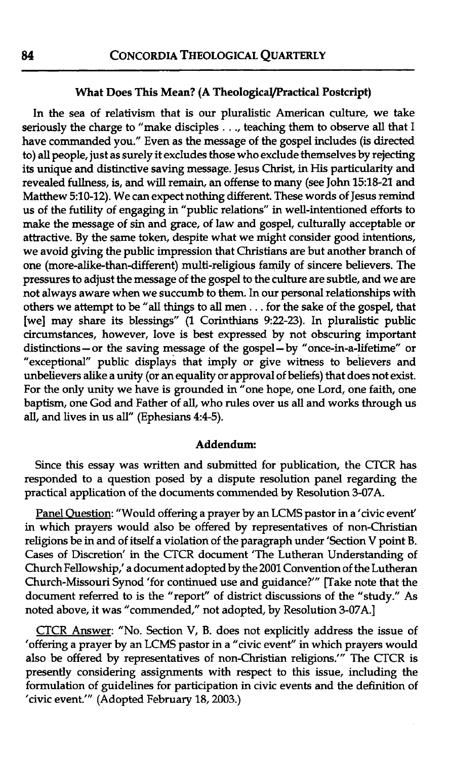### What Does This Mean? (A Theological/Practical Postcript)

In the sea of relativism that is our pluralistic American culture, we take seriously the charge to "make disciples . . ., teaching them to observe all that I have commanded you." Even as the message of the gospel includes (is directed to) all people, just as surely it excludes those who exclude themselves by rejecting its unique and distinctive saving message. Jesus Christ, in His particularity and revealed fullness, is, and will remain, an offense to many (see John 15:18-21 and Matthew 5:10-12). We can expect nothing different. These words of Jesus remind us of the futility of engaging in "public relations" in well-intentioned efforts to make the message of sin and grace, of law and gospel, culturally acceptable or attractive. By the same token, despite what we might consider good intentions, we avoid giving the public impression that Christians are but another branch of one (more-alike-than-different) multi-religious family of sincere believers. The pressures to adjust the message of the gospel to the culture are subtle, and we are not always aware when we succumb to them. In our personal relationships with others we attempt to be "all things to all men . . . for the sake of the gospel, that [we] may share its blessings" (1 Corinthians 9:22-23). In pluralistic public circumstances, however, love is best expressed by not obscuring important distinctions—or the saving message of the gospel—by "once-in-a-lifetime" or "exceptional" public displays that imply or give witness to believers and unbelievers alike a unity (or an equality or approval of beliefs) that does not exist. For the only unity we have is grounded in "one hope, one Lord, one faith, one baptism, one God and Father of all, who rules over us all and works through us all, and lives in us all" (Ephesians 4:4-5).

### Addendum:

Since this essay was written and submitted for publication, the CTCR has responded to a question posed by a dispute resolution panel regarding the practical application of the documents commended by Resolution 3-07A.

Panel Question: "Would offering a prayer by an LCMS pastor in a 'civic event' in which prayers would also be offered by representatives of non-Christian religions be in and of itself a violation of the paragraph under 'Section V point B. Cases of Discretion' in the CTCR document 'The Lutheran Understanding of Church Fellowship,' a document adopted by the 2001 Convention of the Lutheran Church-Missouri Synod 'for continued use and guidance?'" [Take note that the document referred to is the "report" of district discussions of the "study." As noted above, it was "commended," not adopted, by Resolution 3-07A.]

CTCR Answer: "No. Section V, B. does not explicitly address the issue of 'offering a prayer by an LCMS pastor in a "civic event" in which prayers would also be offered by representatives of non-Christian religions.'" The CTCR is presently considering assignments with respect to this issue, including the formulation of guidelines for participation in civic events and the definition of 'civic event.'" (Adopted February 18, 2003.)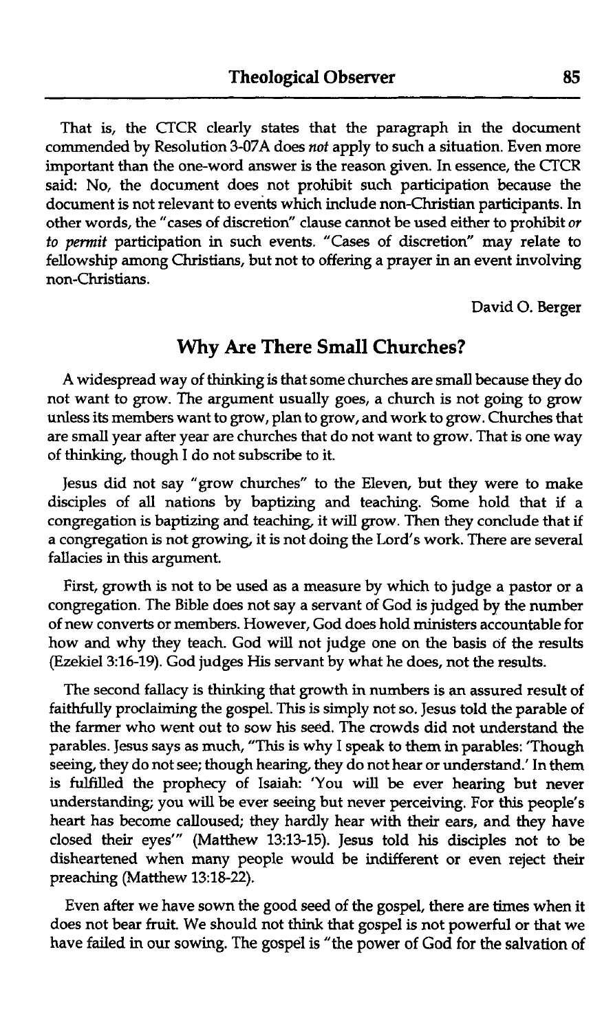That is, the CTCR clearly states that the paragraph in the document commended by Resolution 3-07A does *not* apply to such a situation. Even more important than the one-word answer is the reason given. In essence, the CTCR said: No, the document does not prohibit such participation because the document is not relevant to events which include non-Christian participants. In other words, the "cases of discretion" clause cannot be used either to prohibit *or to permit* participation in such events. "Cases of discretion" may relate to fellowship among Christians, but not to offering a prayer in an event involving non-Christians.

David O. Berger

## Why Are There Small Churches?

A widespread way of thinking is that some churches are small because they do not want to grow. The argument usually goes, a church is not going to grow unless its members want to grow, plan to grow, and work to grow. Churches that are small year after year are churches that do not want to grow. That is one way of thinking, though I do not subscribe to it.

Jesus did not say "grow churches" to the Eleven, but they were to make disciples of all nations by baptizing and teaching. Some hold that if a congregation is baptizing and teaching, it will grow. Then they conclude that if a congregation is not growing, it is not doing the Lord's work. There are several fallacies in this argument.

First, growth is not to be used as a measure by which to judge a pastor or a congregation. The Bible does not say a servant of God is judged by the number of new converts or members. However, God does hold ministers accountable for how and why they teach. God will not judge one on the basis of the results (Ezekiel 3:16-19). God judges His servant by what he does, not the results.

The second fallacy is thinking that growth in numbers is an assured result of faithfully proclaiming the gospel. This is simply not so. Jesus told the parable of the farmer who went out to sow his seed. The crowds did not understand the parables. Jesus says as much, "This is why I speak to them in parables: 'Though seeing, they do not see; though hearing, they do not hear or understand.' In them is fulfilled the prophecy of Isaiah: 'You will be ever hearing but never understanding; you will be ever seeing but never perceiving. For this people's heart has become calloused; they hardly hear with their ears, and they have closed their eyes'" (Matthew 13:13-15). Jesus told his disciples not to be disheartened when many people would be indifferent or even reject their preaching (Matthew 13:18-22).

Even after we have sown the good seed of the gospel, there are times when it does not bear fruit. We should not think that gospel is not powerful or that we have failed in our sowing. The gospel is "the power of God for the salvation of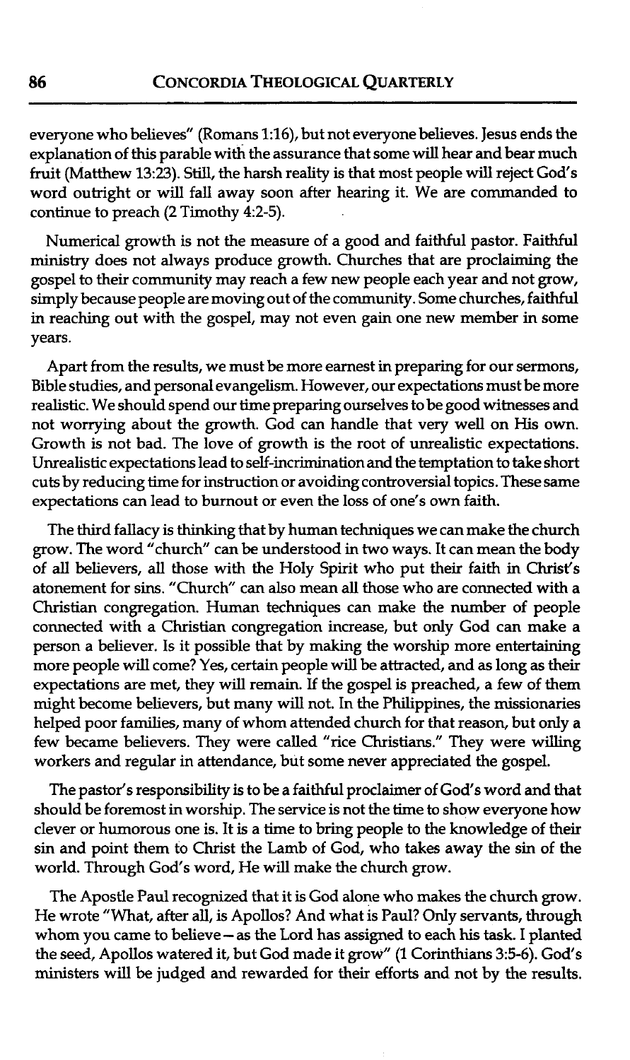everyone who believes" (Romans 1:16), but not everyone believes. Jesus ends the explanation of this parable with the assurance that some will hear and bear much fruit (Matthew 13:23). Still, the harsh reality is that most people will reject God's word outright or will fall away soon after hearing it. We are commanded to continue to preach (2 Timothy 4:2-5).

Numerical growth is not the measure of a good and faithful pastor. Faithful ministry does not always produce growth. Churches that are proclaiming the gospel to their community may reach a few new people each year and not grow, simply because people are moving out of the community. Some churches, faithful in reaching out with the gospel, may not even gain one new member in some years.

Apart from the results, we must be more earnest in preparing for our sermons, Bible studies, and personal evangelism. However, our expectations must be more realistic. We should spend our time preparing ourselves to be good witnesses and not worrying about the growth. God can handle that very well on His own. Growth is not bad. The love of growth is the root of unrealistic expectations. Unrealistic expectations lead to self-incrimination and the temptation to take short cuts by reducing time for instruction or avoiding controversial topics. These same expectations can lead to burnout or even the loss of one's own faith.

The third fallacy is thinking that by human techniques we can make the church grow. The word "church" can be understood in two ways. It can mean the body of all believers, all those with the Holy Spirit who put their faith in Christ's atonement for sins. "Church" can also mean all those who are connected with a Christian congregation. Human techniques can make the number of people connected with a Christian congregation increase, but only God can make a person a believer. Is it possible that by making the worship more entertaining more people will come? Yes, certain people will be attracted, and as long as their expectations are met, they will remain. If the gospel is preached, a few of them might become believers, but many will not. In the Philippines, the missionaries helped poor families, many of whom attended church for that reason, but only a few became believers. They were called "rice Christians." They were willing workers and regular in attendance, but some never appreciated the gospel.

The pastor's responsibility is to be a faithful proclaimer of God's word and that should be foremost in worship. The service is not the time to show everyone how clever or humorous one is. It is a time to bring people to the knowledge of their sin and point them to Christ the Lamb of God, who takes away the sin of the world. Through God's word, He will make the church grow.

The Apostle Paul recognized that it is God alone who makes the church grow. He wrote "What, after all, is Apollos? And what is Paul? Only servants, through whom you came to believe—as the Lord has assigned to each his task. I planted the seed, Apollos watered it, but God made it grow" (1 Corinthians 3:5-6). God's ministers will be judged and rewarded for their efforts and not by the results.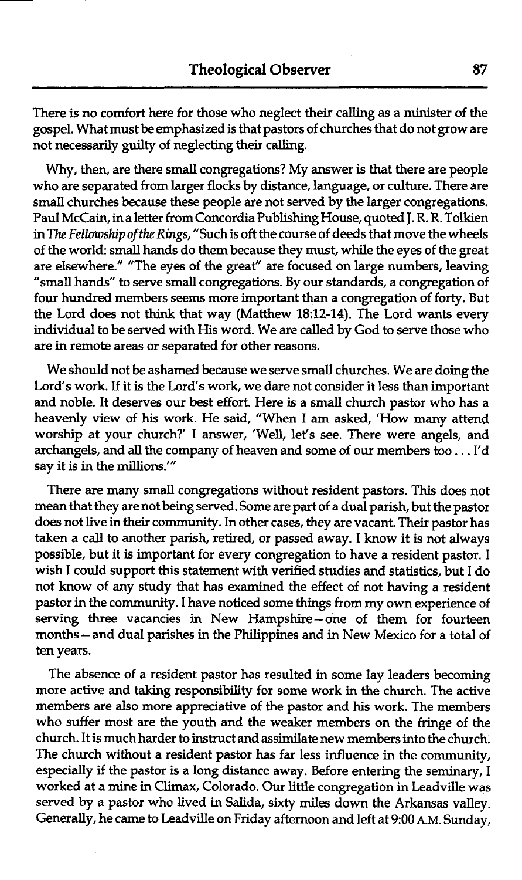There is no comfort here for those who neglect their calling as a minister of the gospel. What must be emphasized is that pastors of churches that do not grow are not necessarily guilty of neglecting their calling.

Why, then, are there small congregations? My answer is that there are people who are separated from larger flocks by distance, language, or culture. There are small churches because these people are not served by the larger congregations. Paul McCain, in a letter from Concordia Publishing House, quoted J. R. R. Tolkien in *The Fellowship of the Rings*, "Such is oft the course of deeds that move the wheels of the world: small hands do them because they must, while the eyes of the great are elsewhere." "The eyes of the great" are focused on large numbers, leaving "small hands" to serve small congregations. By our standards, a congregation of four hundred members seems more important than a congregation of forty. But the Lord does not think that way (Matthew 18:12-14). The Lord wants every individual to be served with His word. We are called by God to serve those who are in remote areas or separated for other reasons.

We should not be ashamed because we serve small churches. We are doing the Lord's work. If it is the Lord's work, we dare not consider it less than important and noble. It deserves our best effort. Here is a small church pastor who has a heavenly view of his work. He said, "When I am asked, 'How many attend worship at your church?' I answer, 'Well, let's see. There were angels, and archangels, and all the company of heaven and some of our members too . . . I'd say it is in the millions.'"

There are many small congregations without resident pastors. This does not mean that they are not being served. Some are part of a dual parish, but the pastor does not live in their community. In other cases, they are vacant. Their pastor has taken a call to another parish, retired, or passed away. I know it is not always possible, but it is important for every congregation to have a resident pastor. I wish I could support this statement with verified studies and statistics, but I do not know of any study that has examined the effect of not having a resident pastor in the community. I have noticed some things from my own experience of serving three vacancies in New Hampshire—one of them for fourteen months—and dual parishes in the Philippines and in New Mexico for a total of ten years.

The absence of a resident pastor has resulted in some lay leaders becoming more active and taking responsibility for some work in the church. The active members are also more appreciative of the pastor and his work. The members who suffer most are the youth and the weaker members on the fringe of the church. It is much harder to instruct and assimilate new members into the church. The church without a resident pastor has far less influence in the community, especially if the pastor is a long distance away. Before entering the seminary, I worked at a mine in Climax, Colorado. Our little congregation in Leadville was served by a pastor who lived in Salida, sixty miles down the Arkansas valley. Generally, he came to Leadville on Friday afternoon and left at 9:00 A.M. Sunday,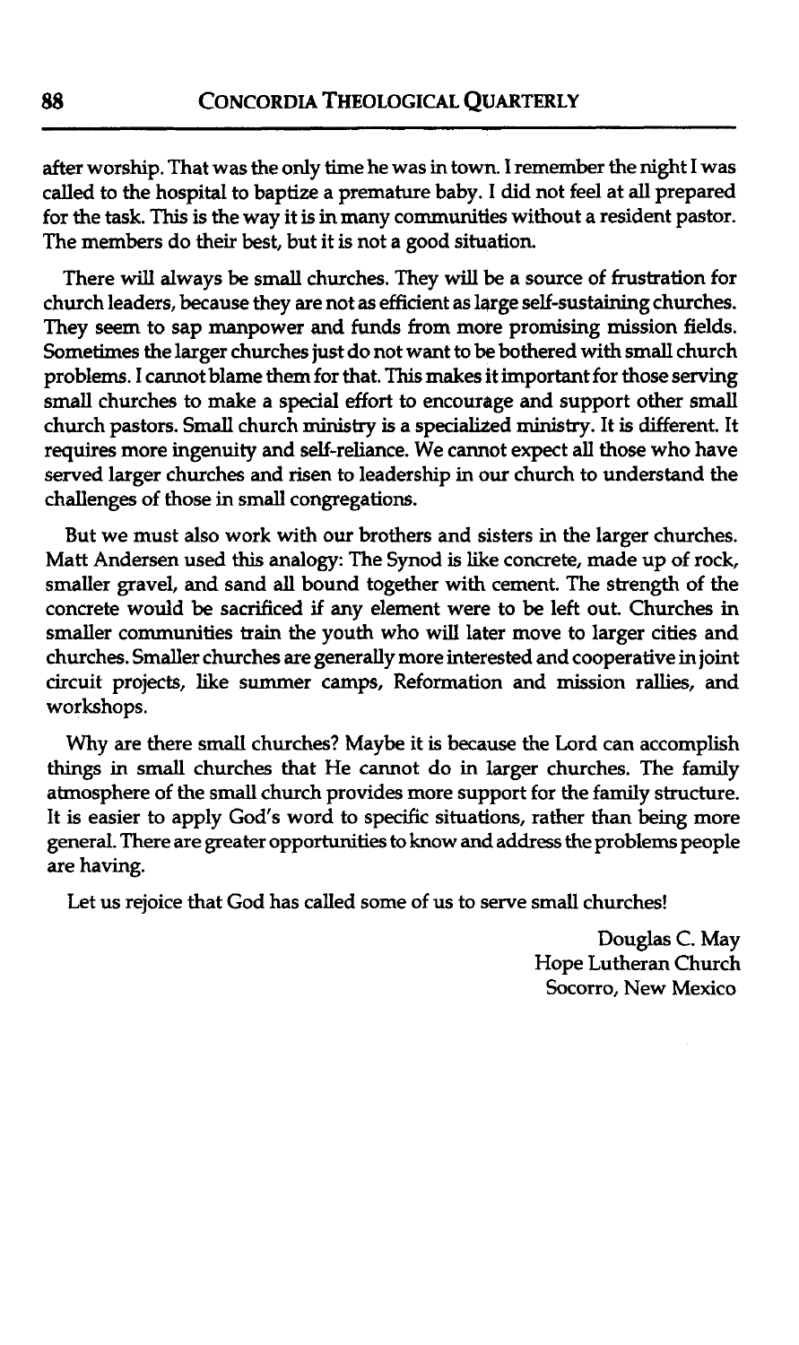after worship. That was the only time he was in town. I remember the night I was called to the hospital to baptize a premature baby. I did not feel at all prepared for the task. This is the way it is in many communities without a resident pastor. The members do their best, but it is not a good situation.

There will always be small churches. They will be a source of frustration for church leaders, because they are not as efficient as large self-sustaining churches. They seem to sap manpower and funds from more promising mission fields. Sometimes the larger churches just do not want to be bothered with small church problems. I cannot blame them for that. This makes it important for those serving small churches to make a special effort to encourage and support other small church pastors. Small church ministry is a specialized ministry. It is different. It requires more ingenuity and self-reliance. We cannot expect all those who have served larger churches and risen to leadership in our church to understand the challenges of those in small congregations.

But we must also work with our brothers and sisters in the larger churches. Matt Andersen used this analogy: The Synod is like concrete, made up of rock, smaller gravel, and sand all bound together with cement. The strength of the concrete would be sacrificed if any element were to be left out. Churches in smaller communities train the youth who will later move to larger cities and churches. Smaller churches are generally more interested and cooperative in joint circuit projects, like summer camps, Reformation and mission rallies, and workshops.

Why are there small churches? Maybe it is because the Lord can accomplish things in small churches that He cannot do in larger churches. The family atmosphere of the small church provides more support for the family structure. It is easier to apply God's word to specific situations, rather than being more general. There are greater opportunities to know and address the problems people are having.

Let us rejoice that God has called some of us to serve small churches!

Douglas C. May
Hope Lutheran Church
Socorro, New Mexico